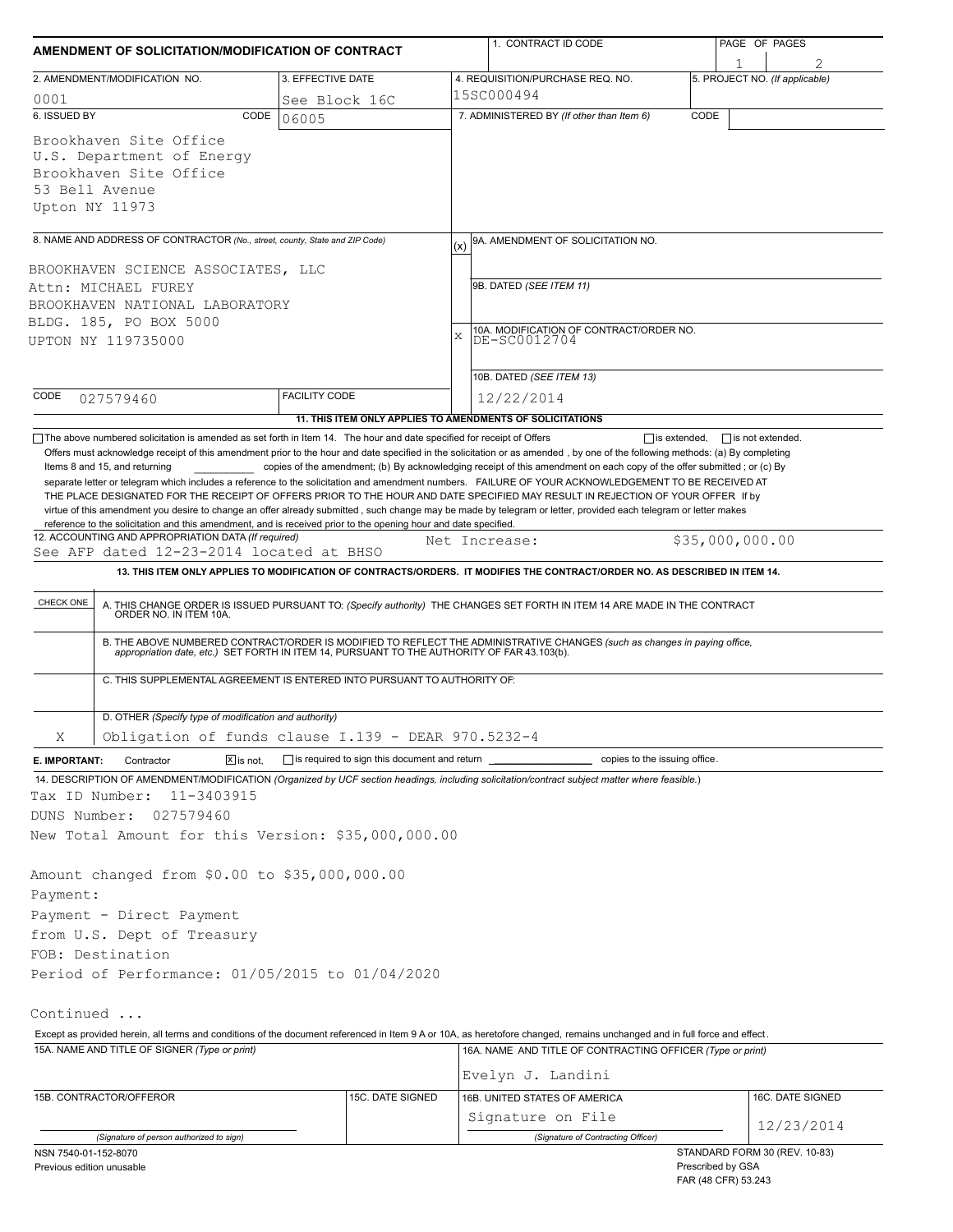## AMENDMENT OF SOLICITATION/MODIFICATION OF CONTRACT

| | | | |
|---|---|---|---|
| 1. CONTRACT ID CODE | | PAGE OF PAGES | 1 / 2 |
| 2. AMENDMENT/MODIFICATION NO. 0001 | 3. EFFECTIVE DATE See Block 16C | 4. REQUISITION/PURCHASE REQ. NO. 15SC000494 | 5. PROJECT NO. (If applicable) |
| 6. ISSUED BY CODE 06005 | | 7. ADMINISTERED BY (If other than Item 6) CODE | |

**6. ISSUED BY**

Brookhaven Site Office
U.S. Department of Energy
Brookhaven Site Office
53 Bell Avenue
Upton NY 11973

**8. NAME AND ADDRESS OF CONTRACTOR** (No., street, county, State and ZIP Code)

BROOKHAVEN SCIENCE ASSOCIATES, LLC
Attn: MICHAEL FUREY
BROOKHAVEN NATIONAL LABORATORY
BLDG. 185, PO BOX 5000
UPTON NY 119735000

CODE 027579460 FACILITY CODE

(x) 9A. AMENDMENT OF SOLICITATION NO.

9B. DATED (SEE ITEM 11)

X 10A. MODIFICATION OF CONTRACT/ORDER NO. DE-SC0012704

10B. DATED (SEE ITEM 13) 12/22/2014

**11. THIS ITEM ONLY APPLIES TO AMENDMENTS OF SOLICITATIONS**

☐ The above numbered solicitation is amended as set forth in Item 14. The hour and date specified for receipt of Offers ☐ is extended, ☐ is not extended.

Offers must acknowledge receipt of this amendment prior to the hour and date specified in the solicitation or as amended , by one of the following methods: (a) By completing Items 8 and 15, and returning __________ copies of the amendment; (b) By acknowledging receipt of this amendment on each copy of the offer submitted ; or (c) By separate letter or telegram which includes a reference to the solicitation and amendment numbers. FAILURE OF YOUR ACKNOWLEDGEMENT TO BE RECEIVED AT THE PLACE DESIGNATED FOR THE RECEIPT OF OFFERS PRIOR TO THE HOUR AND DATE SPECIFIED MAY RESULT IN REJECTION OF YOUR OFFER If by virtue of this amendment you desire to change an offer already submitted , such change may be made by telegram or letter, provided each telegram or letter makes reference to the solicitation and this amendment, and is received prior to the opening hour and date specified.

**12. ACCOUNTING AND APPROPRIATION DATA** (If required)
See AFP dated 12-23-2014 located at BHSO    Net Increase:    $35,000,000.00

**13. THIS ITEM ONLY APPLIES TO MODIFICATION OF CONTRACTS/ORDERS. IT MODIFIES THE CONTRACT/ORDER NO. AS DESCRIBED IN ITEM 14.**

| CHECK ONE | |
|---|---|
| | A. THIS CHANGE ORDER IS ISSUED PURSUANT TO: (Specify authority) THE CHANGES SET FORTH IN ITEM 14 ARE MADE IN THE CONTRACT ORDER NO. IN ITEM 10A. |
| | B. THE ABOVE NUMBERED CONTRACT/ORDER IS MODIFIED TO REFLECT THE ADMINISTRATIVE CHANGES (such as changes in paying office, appropriation date, etc.) SET FORTH IN ITEM 14, PURSUANT TO THE AUTHORITY OF FAR 43.103(b). |
| | C. THIS SUPPLEMENTAL AGREEMENT IS ENTERED INTO PURSUANT TO AUTHORITY OF: |
| X | D. OTHER (Specify type of modification and authority) Obligation of funds clause I.139 - DEAR 970.5232-4 |

**E. IMPORTANT:** Contractor ☒ is not, ☐ is required to sign this document and return __________ copies to the issuing office.

**14. DESCRIPTION OF AMENDMENT/MODIFICATION** (Organized by UCF section headings, including solicitation/contract subject matter where feasible.)

Tax ID Number: 11-3403915
DUNS Number: 027579460
New Total Amount for this Version: $35,000,000.00

Amount changed from $0.00 to $35,000,000.00
Payment:
Payment - Direct Payment
from U.S. Dept of Treasury
FOB: Destination
Period of Performance: 01/05/2015 to 01/04/2020

Continued ...

Except as provided herein, all terms and conditions of the document referenced in Item 9 A or 10A, as heretofore changed, remains unchanged and in full force and effect.

| | | | |
|---|---|---|---|
| 15A. NAME AND TITLE OF SIGNER (Type or print) | | 16A. NAME AND TITLE OF CONTRACTING OFFICER (Type or print) Evelyn J. Landini | |
| 15B. CONTRACTOR/OFFEROR (Signature of person authorized to sign) | 15C. DATE SIGNED | 16B. UNITED STATES OF AMERICA Signature on File (Signature of Contracting Officer) | 16C. DATE SIGNED 12/23/2014 |

NSN 7540-01-152-8070
Previous edition unusable

STANDARD FORM 30 (REV. 10-83)
Prescribed by GSA
FAR (48 CFR) 53.243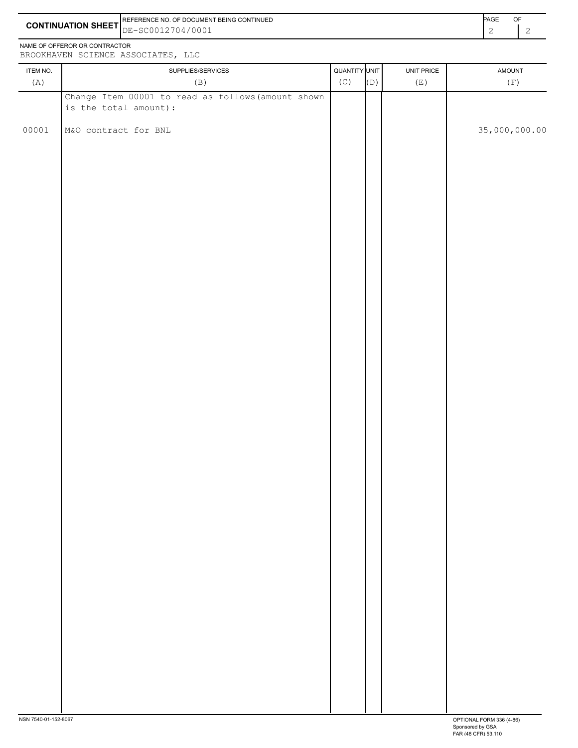**CONTINUATION SHEET**

REFERENCE NO. OF DOCUMENT BEING CONTINUED
DE-SC0012704/0001

NAME OF OFFEROR OR CONTRACTOR
BROOKHAVEN SCIENCE ASSOCIATES, LLC

| ITEM NO. (A) | SUPPLIES/SERVICES (B) | QUANTITY (C) | UNIT (D) | UNIT PRICE (E) | AMOUNT (F) |
|---|---|---|---|---|---|
| | Change Item 00001 to read as follows(amount shown is the total amount): | | | | |
| 00001 | M&O contract for BNL | | | | 35,000,000.00 |

NSN 7540-01-152-8067

OPTIONAL FORM 336 (4-86)
Sponsored by GSA
FAR (48 CFR) 53.110